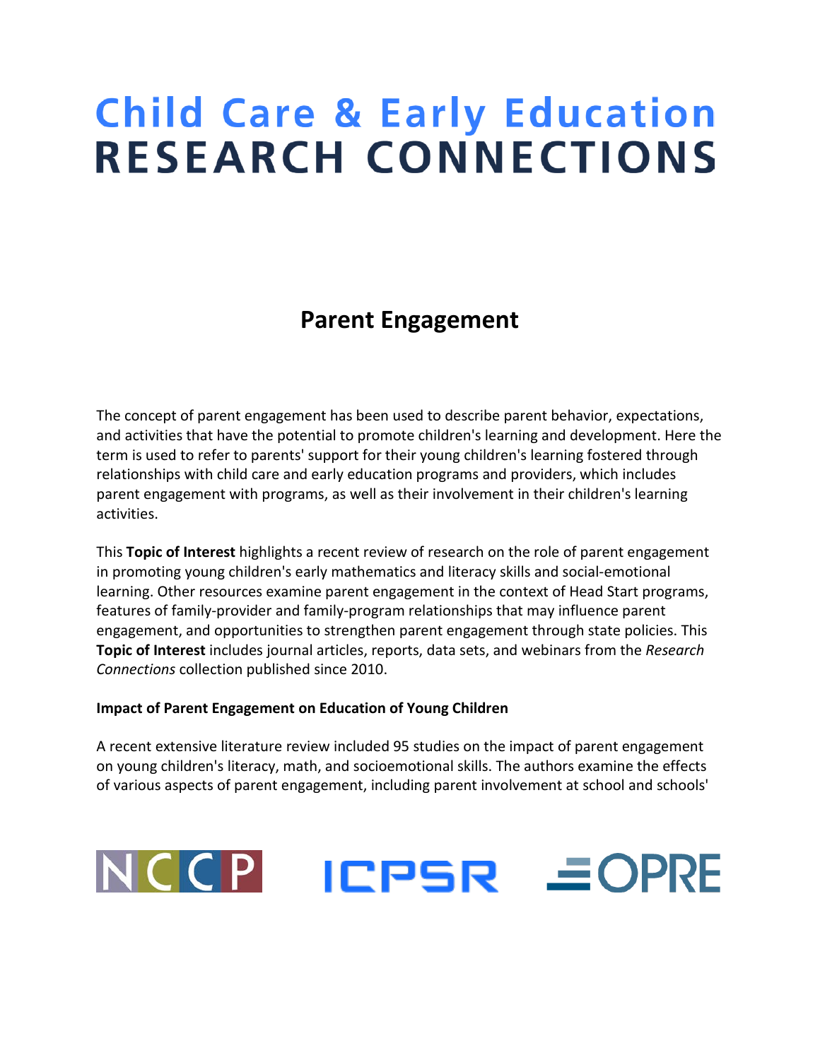# Child Care & Early Education RESEARCH CONNECTIONS

## Parent Engagement

The concept of parent engagement has been used to describe parent behavior, expectations, and activities that have the potential to promote children's learning and development. Here the term is used to refer to parents' support for their young children's learning fostered through relationships with child care and early education programs and providers, which includes parent engagement with programs, as well as their involvement in their children's learning activities.

This **Topic of Interest** highlights a recent review of research on the role of parent engagement in promoting young children's early mathematics and literacy skills and social-emotional learning. Other resources examine parent engagement in the context of Head Start programs, features of family-provider and family-program relationships that may influence parent engagement, and opportunities to strengthen parent engagement through state policies. This **Topic of Interest** includes journal articles, reports, data sets, and webinars from the *Research Connections* collection published since 2010.

**Impact of Parent Engagement on Education of Young Children**

A recent extensive literature review included 95 studies on the impact of parent engagement on young children's literacy, math, and socioemotional skills. The authors examine the effects of various aspects of parent engagement, including parent involvement at school and schools'

NCCP ICPSR OPRE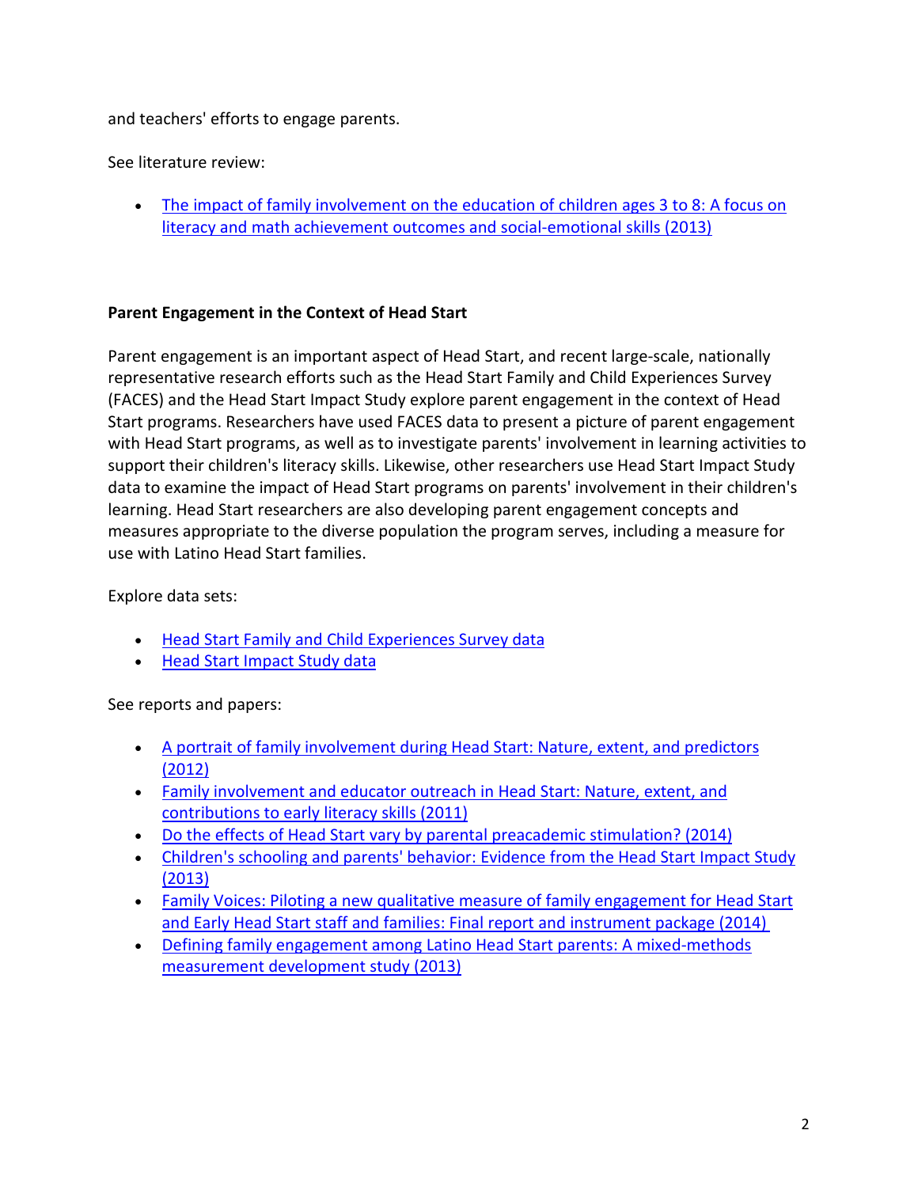and teachers' efforts to engage parents.

See literature review:

- The impact of family involvement on the education of children ages 3 to 8: A focus on literacy and math achievement outcomes and social-emotional skills (2013)

**Parent Engagement in the Context of Head Start**

Parent engagement is an important aspect of Head Start, and recent large-scale, nationally representative research efforts such as the Head Start Family and Child Experiences Survey (FACES) and the Head Start Impact Study explore parent engagement in the context of Head Start programs. Researchers have used FACES data to present a picture of parent engagement with Head Start programs, as well as to investigate parents' involvement in learning activities to support their children's literacy skills. Likewise, other researchers use Head Start Impact Study data to examine the impact of Head Start programs on parents' involvement in their children's learning. Head Start researchers are also developing parent engagement concepts and measures appropriate to the diverse population the program serves, including a measure for use with Latino Head Start families.

Explore data sets:

- Head Start Family and Child Experiences Survey data
- Head Start Impact Study data

See reports and papers:

- A portrait of family involvement during Head Start: Nature, extent, and predictors (2012)
- Family involvement and educator outreach in Head Start: Nature, extent, and contributions to early literacy skills (2011)
- Do the effects of Head Start vary by parental preacademic stimulation? (2014)
- Children's schooling and parents' behavior: Evidence from the Head Start Impact Study (2013)
- Family Voices: Piloting a new qualitative measure of family engagement for Head Start and Early Head Start staff and families: Final report and instrument package (2014)
- Defining family engagement among Latino Head Start parents: A mixed-methods measurement development study (2013)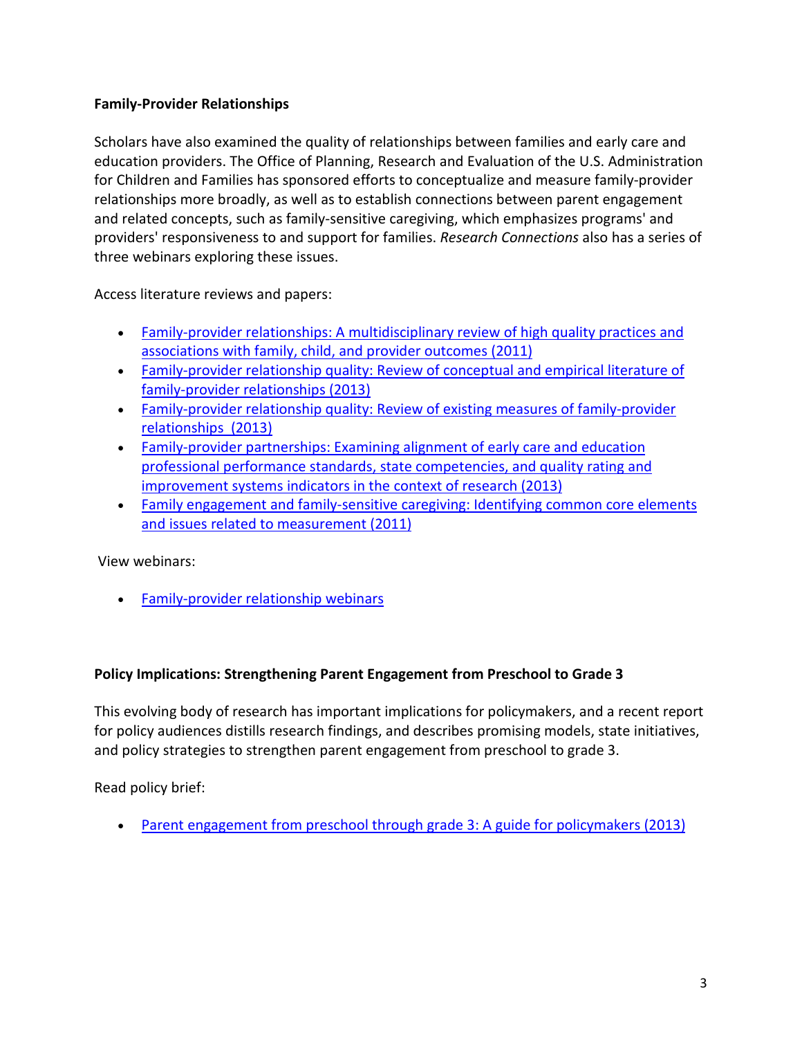**Family-Provider Relationships**

Scholars have also examined the quality of relationships between families and early care and education providers. The Office of Planning, Research and Evaluation of the U.S. Administration for Children and Families has sponsored efforts to conceptualize and measure family-provider relationships more broadly, as well as to establish connections between parent engagement and related concepts, such as family-sensitive caregiving, which emphasizes programs' and providers' responsiveness to and support for families. *Research Connections* also has a series of three webinars exploring these issues.

Access literature reviews and papers:

- Family-provider relationships: A multidisciplinary review of high quality practices and associations with family, child, and provider outcomes (2011)
- Family-provider relationship quality: Review of conceptual and empirical literature of family-provider relationships (2013)
- Family-provider relationship quality: Review of existing measures of family-provider relationships (2013)
- Family-provider partnerships: Examining alignment of early care and education professional performance standards, state competencies, and quality rating and improvement systems indicators in the context of research (2013)
- Family engagement and family-sensitive caregiving: Identifying common core elements and issues related to measurement (2011)

View webinars:

- Family-provider relationship webinars

**Policy Implications: Strengthening Parent Engagement from Preschool to Grade 3**

This evolving body of research has important implications for policymakers, and a recent report for policy audiences distills research findings, and describes promising models, state initiatives, and policy strategies to strengthen parent engagement from preschool to grade 3.

Read policy brief:

- Parent engagement from preschool through grade 3: A guide for policymakers (2013)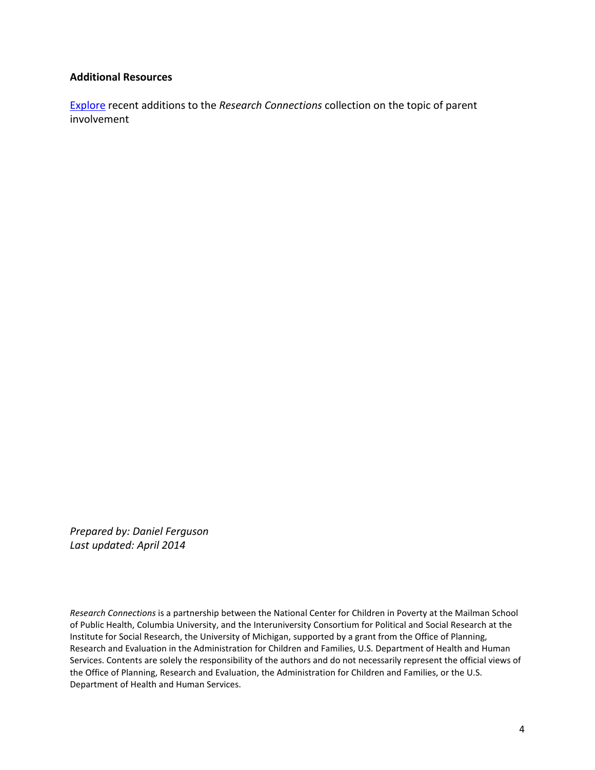**Additional Resources**

Explore recent additions to the *Research Connections* collection on the topic of parent involvement

*Prepared by: Daniel Ferguson*
*Last updated: April 2014*

*Research Connections* is a partnership between the National Center for Children in Poverty at the Mailman School of Public Health, Columbia University, and the Interuniversity Consortium for Political and Social Research at the Institute for Social Research, the University of Michigan, supported by a grant from the Office of Planning, Research and Evaluation in the Administration for Children and Families, U.S. Department of Health and Human Services. Contents are solely the responsibility of the authors and do not necessarily represent the official views of the Office of Planning, Research and Evaluation, the Administration for Children and Families, or the U.S. Department of Health and Human Services.